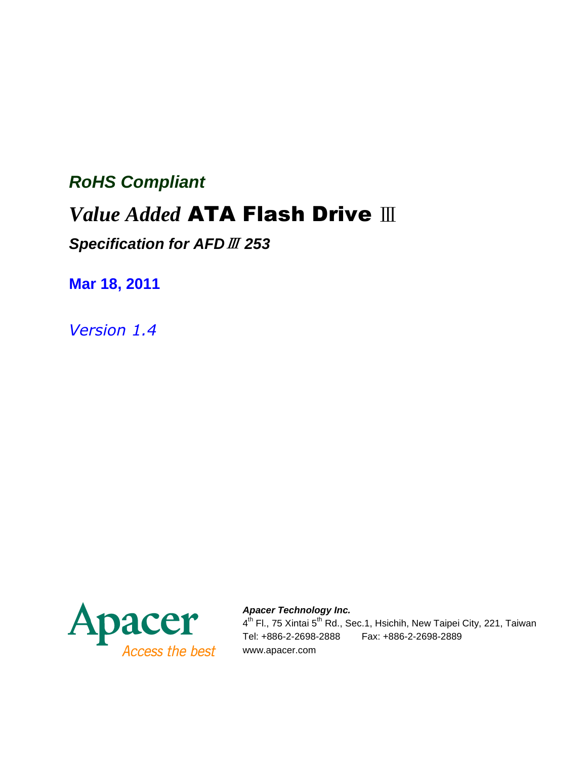***RoHS Compliant***

# *Value Added* ATA Flash Drive Ⅲ

***Specification for AFDⅢ 253***

**Mar 18, 2011**

*Version 1.4*

Apacer
Access the best

***Apacer Technology Inc.***
4th Fl., 75 Xintai 5th Rd., Sec.1, Hsichih, New Taipei City, 221, Taiwan
Tel: +886-2-2698-2888 Fax: +886-2-2698-2889
www.apacer.com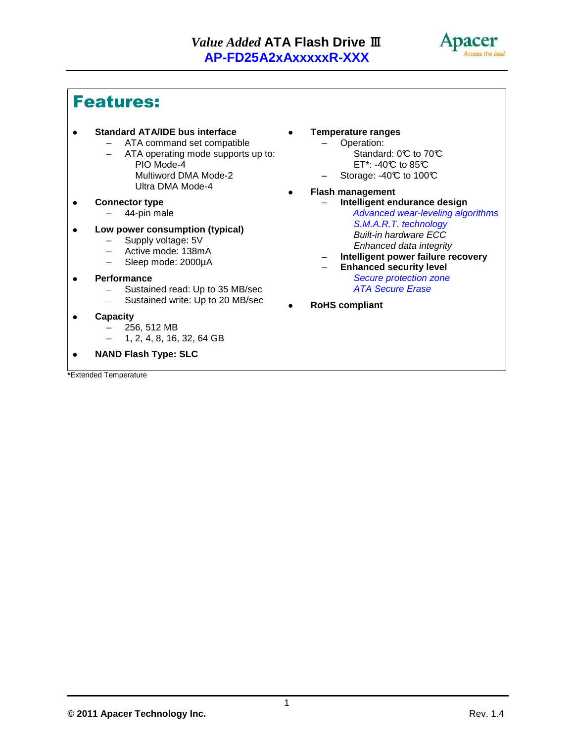# Features:

- **Standard ATA/IDE bus interface**
  - ATA command set compatible
  - ATA operating mode supports up to:
    - PIO Mode-4
    - Multiword DMA Mode-2
    - Ultra DMA Mode-4
- **Connector type**
  - 44-pin male
- **Low power consumption (typical)**
  - Supply voltage: 5V
  - Active mode: 138mA
  - Sleep mode: 2000µA
- **Performance**
  - Sustained read: Up to 35 MB/sec
  - Sustained write: Up to 20 MB/sec
- **Capacity**
  - 256, 512 MB
  - 1, 2, 4, 8, 16, 32, 64 GB
- **NAND Flash Type: SLC**
- **Temperature ranges**
  - Operation:
    - Standard: 0℃ to 70℃
    - ET*: -40℃ to 85℃
  - Storage: -40℃ to 100℃
- **Flash management**
  - **Intelligent endurance design**
    - *Advanced wear-leveling algorithms*
    - *S.M.A.R.T. technology*
    - *Built-in hardware ECC*
    - *Enhanced data integrity*
  - **Intelligent power failure recovery**
  - **Enhanced security level**
    - *Secure protection zone*
    - *ATA Secure Erase*
- **RoHS compliant**

***Extended Temperature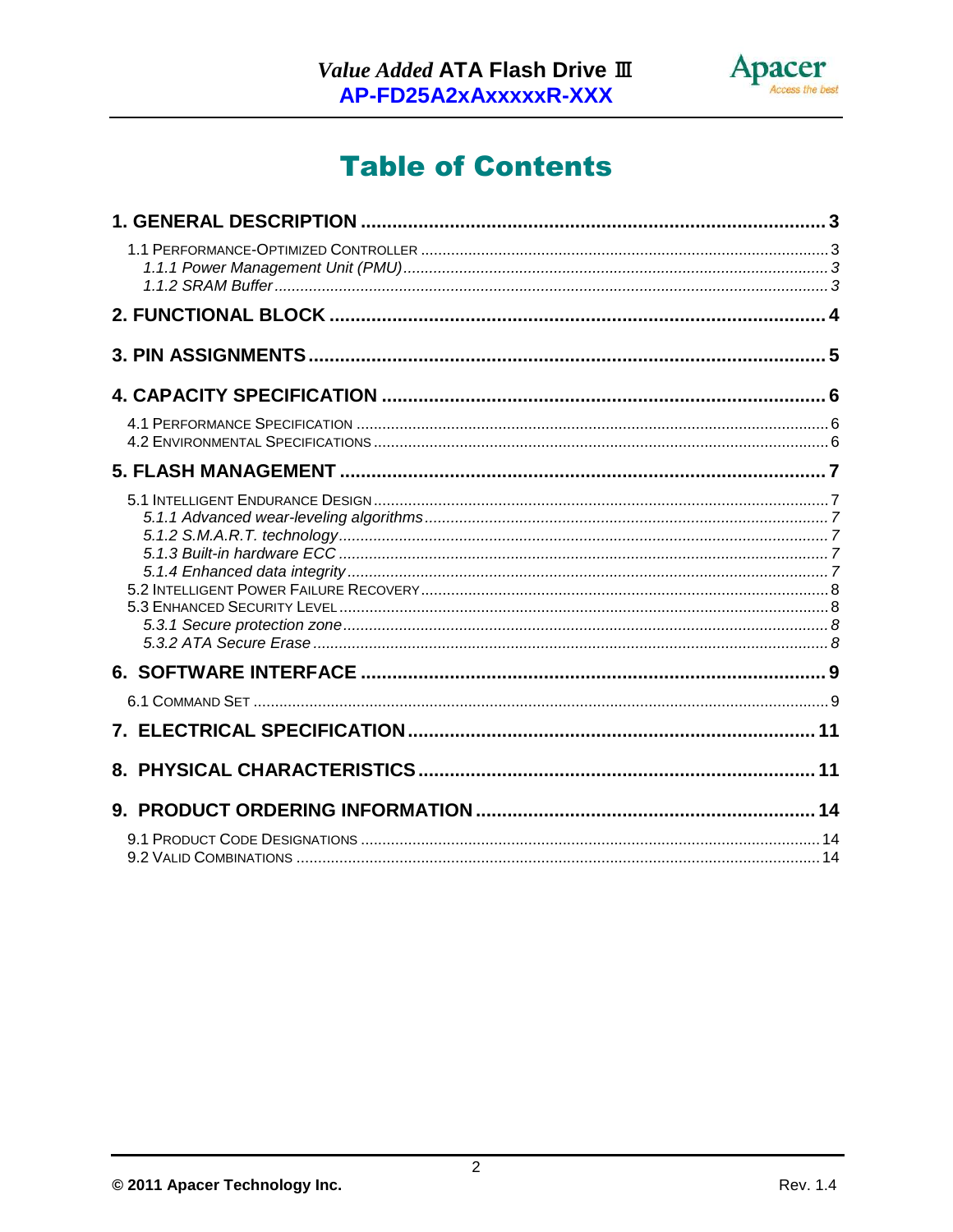# Table of Contents

**1. GENERAL DESCRIPTION ........................................................................................ 3**

1.1 Performance-Optimized Controller ........................................................................ 3

*1.1.1 Power Management Unit (PMU) ........................................................................ 3*

*1.1.2 SRAM Buffer ..................................................................................................... 3*

**2. FUNCTIONAL BLOCK .............................................................................................. 4**

**3. PIN ASSIGNMENTS .................................................................................................. 5**

**4. CAPACITY SPECIFICATION .................................................................................... 6**

4.1 Performance Specification ..................................................................................... 6

4.2 Environmental Specifications ................................................................................. 6

**5. FLASH MANAGEMENT ............................................................................................ 7**

5.1 Intelligent Endurance Design ................................................................................. 7

*5.1.1 Advanced wear-leveling algorithms .................................................................. 7*

*5.1.2 S.M.A.R.T. technology ...................................................................................... 7*

*5.1.3 Built-in hardware ECC ....................................................................................... 7*

*5.1.4 Enhanced data integrity ..................................................................................... 7*

5.2 Intelligent Power Failure Recovery ......................................................................... 8

5.3 Enhanced Security Level ........................................................................................ 8

*5.3.1 Secure protection zone ...................................................................................... 8*

*5.3.2 ATA Secure Erase ............................................................................................. 8*

**6. SOFTWARE INTERFACE ......................................................................................... 9**

6.1 Command Set ........................................................................................................ 9

**7. ELECTRICAL SPECIFICATION ............................................................................. 11**

**8. PHYSICAL CHARACTERISTICS ........................................................................... 11**

**9. PRODUCT ORDERING INFORMATION ................................................................. 14**

9.1 Product Code Designations .................................................................................. 14

9.2 Valid Combinations ............................................................................................... 14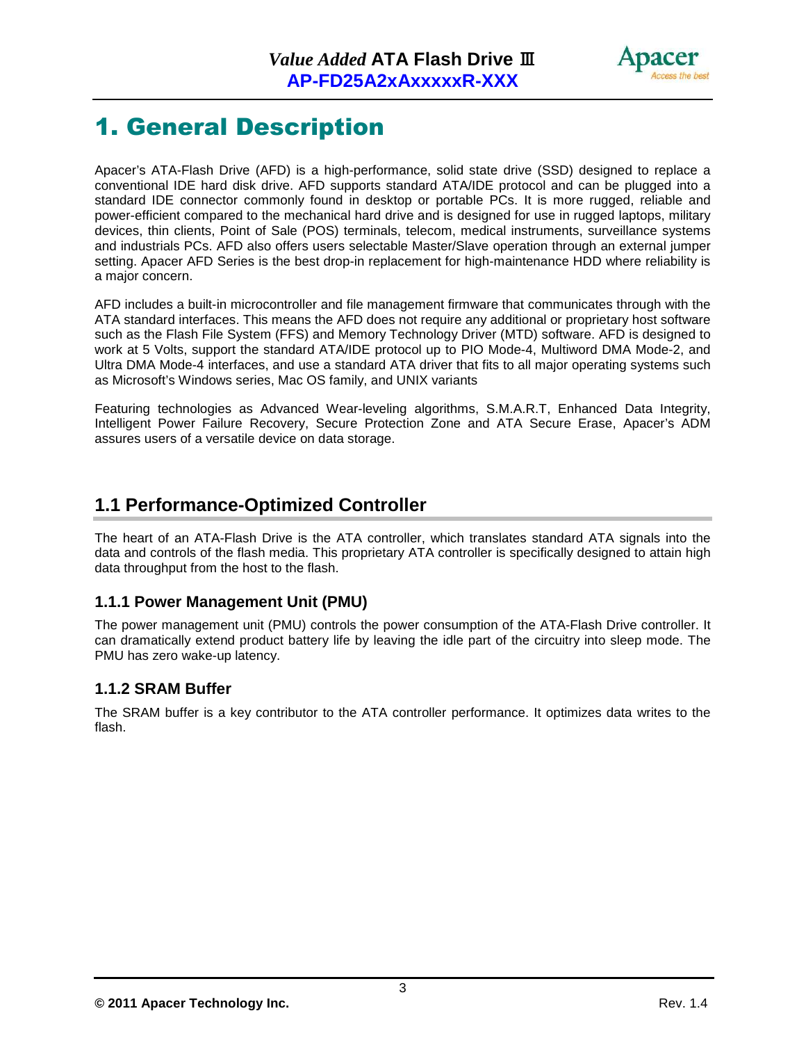# 1. General Description

Apacer's ATA-Flash Drive (AFD) is a high-performance, solid state drive (SSD) designed to replace a conventional IDE hard disk drive. AFD supports standard ATA/IDE protocol and can be plugged into a standard IDE connector commonly found in desktop or portable PCs. It is more rugged, reliable and power-efficient compared to the mechanical hard drive and is designed for use in rugged laptops, military devices, thin clients, Point of Sale (POS) terminals, telecom, medical instruments, surveillance systems and industrials PCs. AFD also offers users selectable Master/Slave operation through an external jumper setting. Apacer AFD Series is the best drop-in replacement for high-maintenance HDD where reliability is a major concern.

AFD includes a built-in microcontroller and file management firmware that communicates through with the ATA standard interfaces. This means the AFD does not require any additional or proprietary host software such as the Flash File System (FFS) and Memory Technology Driver (MTD) software. AFD is designed to work at 5 Volts, support the standard ATA/IDE protocol up to PIO Mode-4, Multiword DMA Mode-2, and Ultra DMA Mode-4 interfaces, and use a standard ATA driver that fits to all major operating systems such as Microsoft's Windows series, Mac OS family, and UNIX variants

Featuring technologies as Advanced Wear-leveling algorithms, S.M.A.R.T, Enhanced Data Integrity, Intelligent Power Failure Recovery, Secure Protection Zone and ATA Secure Erase, Apacer's ADM assures users of a versatile device on data storage.

## 1.1 Performance-Optimized Controller

The heart of an ATA-Flash Drive is the ATA controller, which translates standard ATA signals into the data and controls of the flash media. This proprietary ATA controller is specifically designed to attain high data throughput from the host to the flash.

### 1.1.1 Power Management Unit (PMU)

The power management unit (PMU) controls the power consumption of the ATA-Flash Drive controller. It can dramatically extend product battery life by leaving the idle part of the circuitry into sleep mode. The PMU has zero wake-up latency.

### 1.1.2 SRAM Buffer

The SRAM buffer is a key contributor to the ATA controller performance. It optimizes data writes to the flash.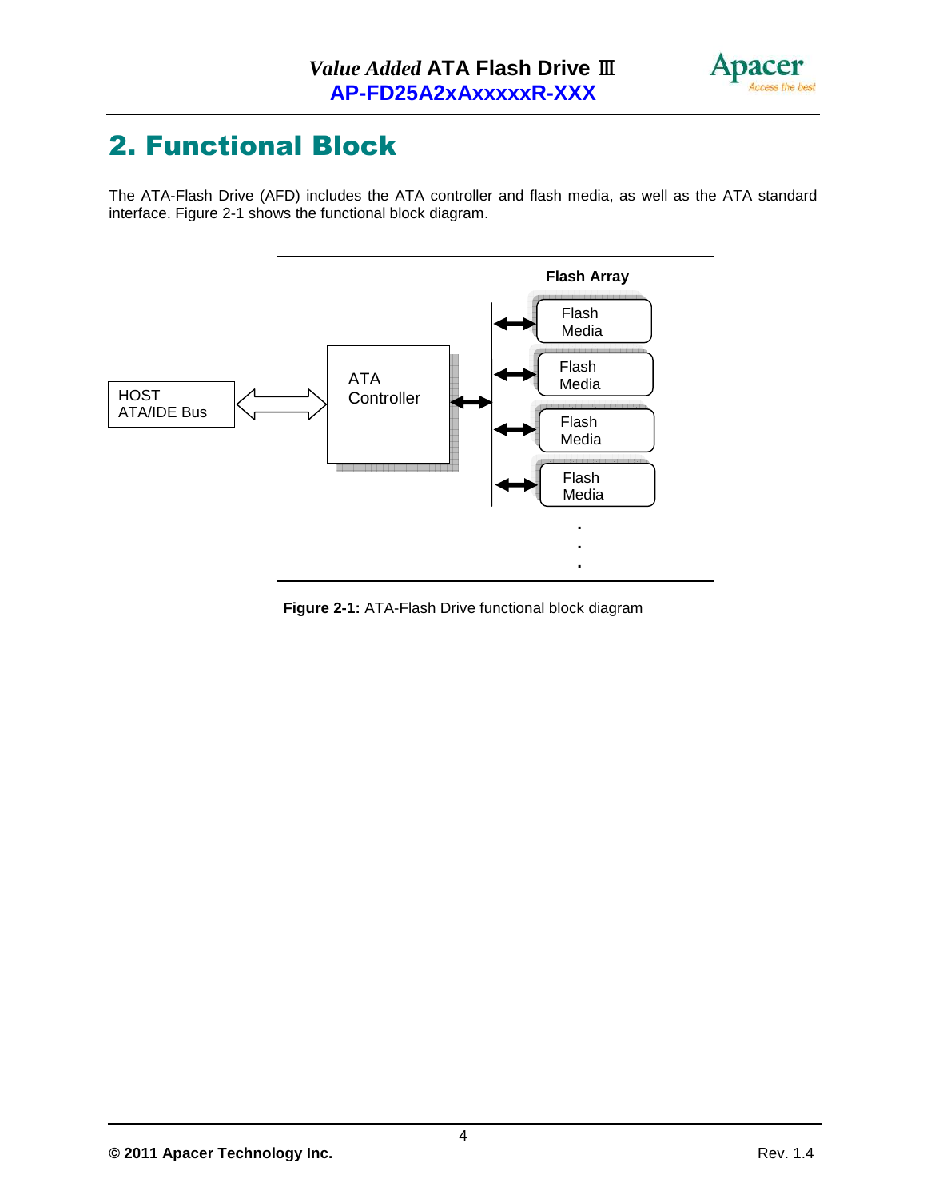# 2. Functional Block

The ATA-Flash Drive (AFD) includes the ATA controller and flash media, as well as the ATA standard interface. Figure 2-1 shows the functional block diagram.

**Figure 2-1:** ATA-Flash Drive functional block diagram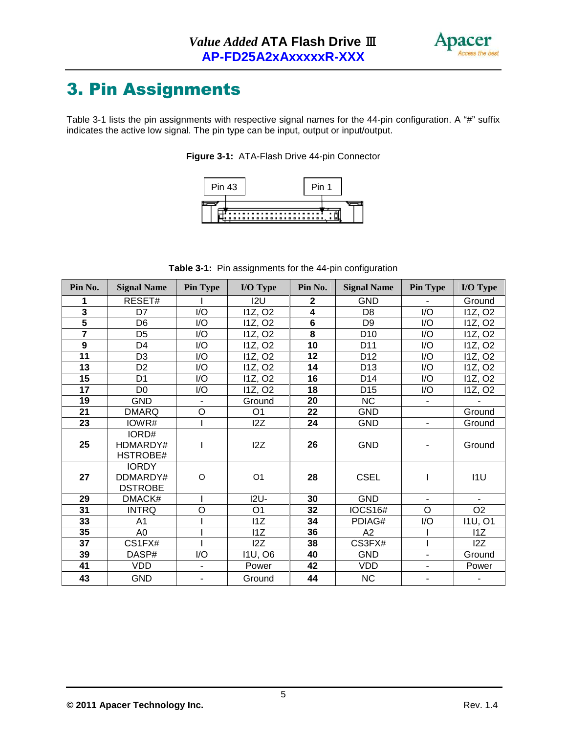# 3. Pin Assignments

Table 3-1 lists the pin assignments with respective signal names for the 44-pin configuration. A "#" suffix indicates the active low signal. The pin type can be input, output or input/output.

**Figure 3-1:** ATA-Flash Drive 44-pin Connector

Pin 43 Pin 1

**Table 3-1:** Pin assignments for the 44-pin configuration

| Pin No. | Signal Name | Pin Type | I/O Type | Pin No. | Signal Name | Pin Type | I/O Type |
|---|---|---|---|---|---|---|---|
| **1** | RESET# | I | I2U | **2** | GND | - | Ground |
| **3** | D7 | I/O | I1Z, O2 | **4** | D8 | I/O | I1Z, O2 |
| **5** | D6 | I/O | I1Z, O2 | **6** | D9 | I/O | I1Z, O2 |
| **7** | D5 | I/O | I1Z, O2 | **8** | D10 | I/O | I1Z, O2 |
| **9** | D4 | I/O | I1Z, O2 | **10** | D11 | I/O | I1Z, O2 |
| **11** | D3 | I/O | I1Z, O2 | **12** | D12 | I/O | I1Z, O2 |
| **13** | D2 | I/O | I1Z, O2 | **14** | D13 | I/O | I1Z, O2 |
| **15** | D1 | I/O | I1Z, O2 | **16** | D14 | I/O | I1Z, O2 |
| **17** | D0 | I/O | I1Z, O2 | **18** | D15 | I/O | I1Z, O2 |
| **19** | GND | - | Ground | **20** | NC | - | - |
| **21** | DMARQ | O | O1 | **22** | GND | | Ground |
| **23** | IOWR# | I | I2Z | **24** | GND | - | Ground |
| **25** | IORD# HDMARDY# HSTROBE# | I | I2Z | **26** | GND | - | Ground |
| **27** | IORDY DDMARDY# DSTROBE | O | O1 | **28** | CSEL | I | I1U |
| **29** | DMACK# | I | I2U- | **30** | GND | - | - |
| **31** | INTRQ | O | O1 | **32** | IOCS16# | O | O2 |
| **33** | A1 | I | I1Z | **34** | PDIAG# | I/O | I1U, O1 |
| **35** | A0 | I | I1Z | **36** | A2 | I | I1Z |
| **37** | CS1FX# | I | I2Z | **38** | CS3FX# | I | I2Z |
| **39** | DASP# | I/O | I1U, O6 | **40** | GND | - | Ground |
| **41** | VDD | - | Power | **42** | VDD | - | Power |
| **43** | GND | - | Ground | **44** | NC | - | - |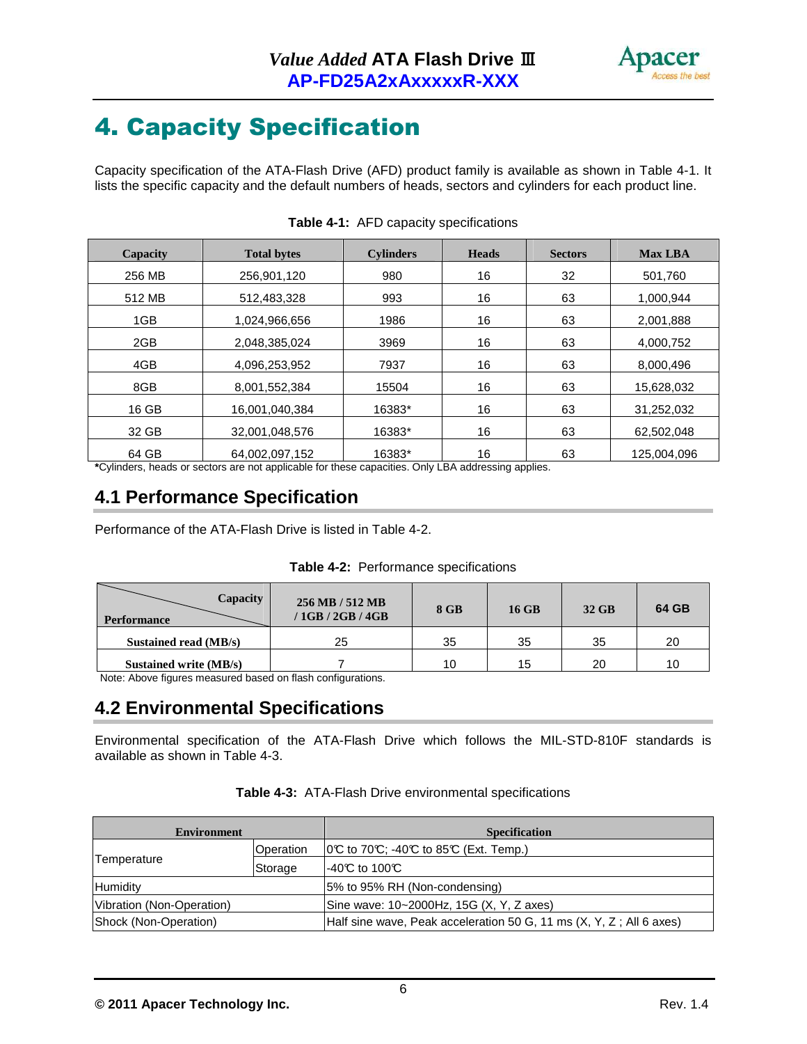# 4. Capacity Specification

Capacity specification of the ATA-Flash Drive (AFD) product family is available as shown in Table 4-1. It lists the specific capacity and the default numbers of heads, sectors and cylinders for each product line.

**Table 4-1:** AFD capacity specifications

| Capacity | Total bytes | Cylinders | Heads | Sectors | Max LBA |
|---|---|---|---|---|---|
| 256 MB | 256,901,120 | 980 | 16 | 32 | 501,760 |
| 512 MB | 512,483,328 | 993 | 16 | 63 | 1,000,944 |
| 1GB | 1,024,966,656 | 1986 | 16 | 63 | 2,001,888 |
| 2GB | 2,048,385,024 | 3969 | 16 | 63 | 4,000,752 |
| 4GB | 4,096,253,952 | 7937 | 16 | 63 | 8,000,496 |
| 8GB | 8,001,552,384 | 15504 | 16 | 63 | 15,628,032 |
| 16 GB | 16,001,040,384 | 16383* | 16 | 63 | 31,252,032 |
| 32 GB | 32,001,048,576 | 16383* | 16 | 63 | 62,502,048 |
| 64 GB | 64,002,097,152 | 16383* | 16 | 63 | 125,004,096 |

**\***Cylinders, heads or sectors are not applicable for these capacities. Only LBA addressing applies.

## 4.1 Performance Specification

Performance of the ATA-Flash Drive is listed in Table 4-2.

**Table 4-2:** Performance specifications

| Performance / Capacity | 256 MB / 512 MB / 1GB / 2GB / 4GB | 8 GB | 16 GB | 32 GB | 64 GB |
|---|---|---|---|---|---|
| Sustained read (MB/s) | 25 | 35 | 35 | 35 | 20 |
| Sustained write (MB/s) | 7 | 10 | 15 | 20 | 10 |

Note: Above figures measured based on flash configurations.

## 4.2 Environmental Specifications

Environmental specification of the ATA-Flash Drive which follows the MIL-STD-810F standards is available as shown in Table 4-3.

**Table 4-3:** ATA-Flash Drive environmental specifications

| Environment | | Specification |
|---|---|---|
| Temperature | Operation | 0℃ to 70℃; -40℃ to 85℃ (Ext. Temp.) |
| | Storage | -40℃ to 100℃ |
| Humidity | | 5% to 95% RH (Non-condensing) |
| Vibration (Non-Operation) | | Sine wave: 10~2000Hz, 15G (X, Y, Z axes) |
| Shock (Non-Operation) | | Half sine wave, Peak acceleration 50 G, 11 ms (X, Y, Z ; All 6 axes) |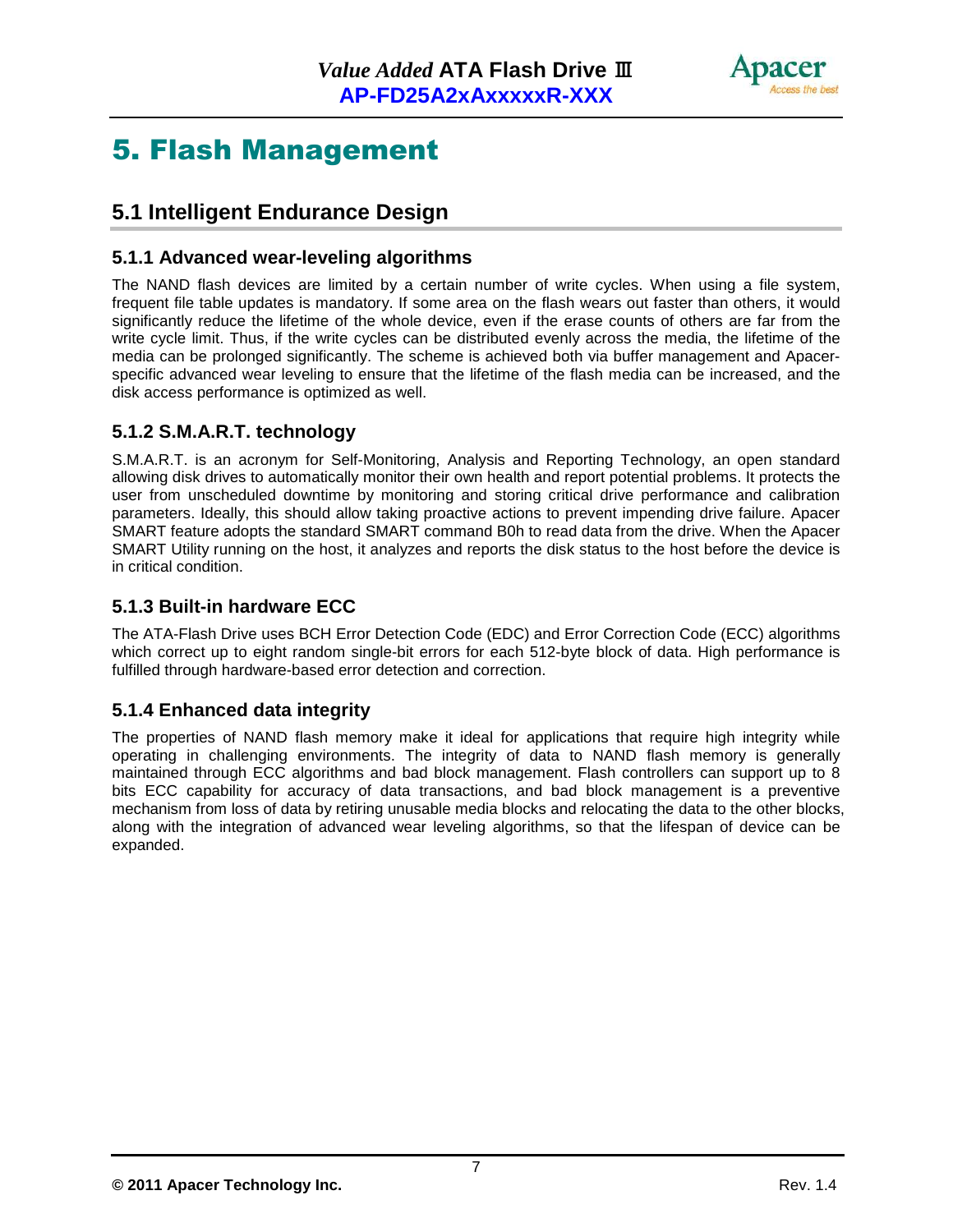# 5. Flash Management

## 5.1 Intelligent Endurance Design

### 5.1.1 Advanced wear-leveling algorithms

The NAND flash devices are limited by a certain number of write cycles. When using a file system, frequent file table updates is mandatory. If some area on the flash wears out faster than others, it would significantly reduce the lifetime of the whole device, even if the erase counts of others are far from the write cycle limit. Thus, if the write cycles can be distributed evenly across the media, the lifetime of the media can be prolonged significantly. The scheme is achieved both via buffer management and Apacer-specific advanced wear leveling to ensure that the lifetime of the flash media can be increased, and the disk access performance is optimized as well.

### 5.1.2 S.M.A.R.T. technology

S.M.A.R.T. is an acronym for Self-Monitoring, Analysis and Reporting Technology, an open standard allowing disk drives to automatically monitor their own health and report potential problems. It protects the user from unscheduled downtime by monitoring and storing critical drive performance and calibration parameters. Ideally, this should allow taking proactive actions to prevent impending drive failure. Apacer SMART feature adopts the standard SMART command B0h to read data from the drive. When the Apacer SMART Utility running on the host, it analyzes and reports the disk status to the host before the device is in critical condition.

### 5.1.3 Built-in hardware ECC

The ATA-Flash Drive uses BCH Error Detection Code (EDC) and Error Correction Code (ECC) algorithms which correct up to eight random single-bit errors for each 512-byte block of data. High performance is fulfilled through hardware-based error detection and correction.

### 5.1.4 Enhanced data integrity

The properties of NAND flash memory make it ideal for applications that require high integrity while operating in challenging environments. The integrity of data to NAND flash memory is generally maintained through ECC algorithms and bad block management. Flash controllers can support up to 8 bits ECC capability for accuracy of data transactions, and bad block management is a preventive mechanism from loss of data by retiring unusable media blocks and relocating the data to the other blocks, along with the integration of advanced wear leveling algorithms, so that the lifespan of device can be expanded.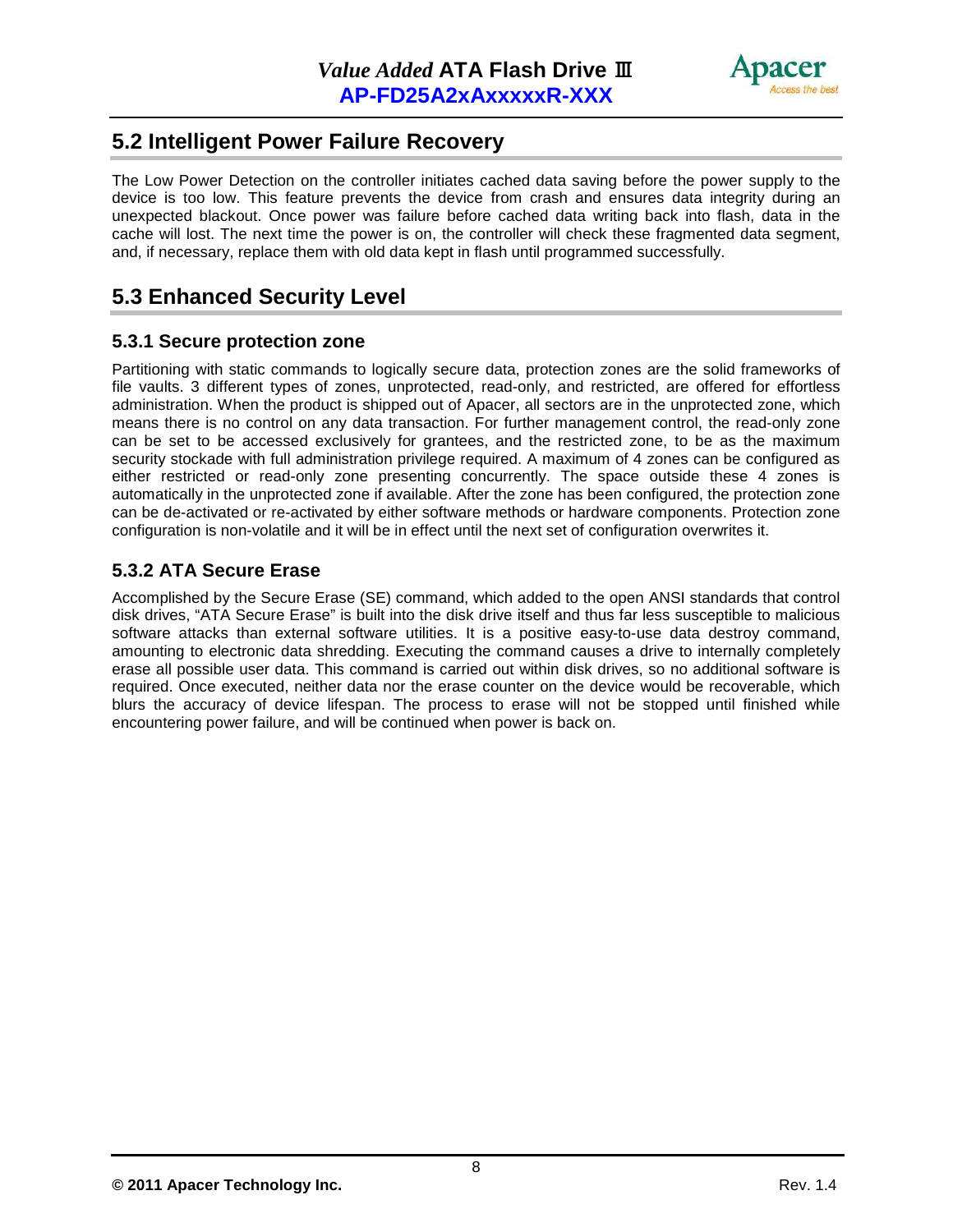## 5.2 Intelligent Power Failure Recovery

The Low Power Detection on the controller initiates cached data saving before the power supply to the device is too low. This feature prevents the device from crash and ensures data integrity during an unexpected blackout. Once power was failure before cached data writing back into flash, data in the cache will lost. The next time the power is on, the controller will check these fragmented data segment, and, if necessary, replace them with old data kept in flash until programmed successfully.

## 5.3 Enhanced Security Level

### 5.3.1 Secure protection zone

Partitioning with static commands to logically secure data, protection zones are the solid frameworks of file vaults. 3 different types of zones, unprotected, read-only, and restricted, are offered for effortless administration. When the product is shipped out of Apacer, all sectors are in the unprotected zone, which means there is no control on any data transaction. For further management control, the read-only zone can be set to be accessed exclusively for grantees, and the restricted zone, to be as the maximum security stockade with full administration privilege required. A maximum of 4 zones can be configured as either restricted or read-only zone presenting concurrently. The space outside these 4 zones is automatically in the unprotected zone if available. After the zone has been configured, the protection zone can be de-activated or re-activated by either software methods or hardware components. Protection zone configuration is non-volatile and it will be in effect until the next set of configuration overwrites it.

### 5.3.2 ATA Secure Erase

Accomplished by the Secure Erase (SE) command, which added to the open ANSI standards that control disk drives, “ATA Secure Erase” is built into the disk drive itself and thus far less susceptible to malicious software attacks than external software utilities. It is a positive easy-to-use data destroy command, amounting to electronic data shredding. Executing the command causes a drive to internally completely erase all possible user data. This command is carried out within disk drives, so no additional software is required. Once executed, neither data nor the erase counter on the device would be recoverable, which blurs the accuracy of device lifespan. The process to erase will not be stopped until finished while encountering power failure, and will be continued when power is back on.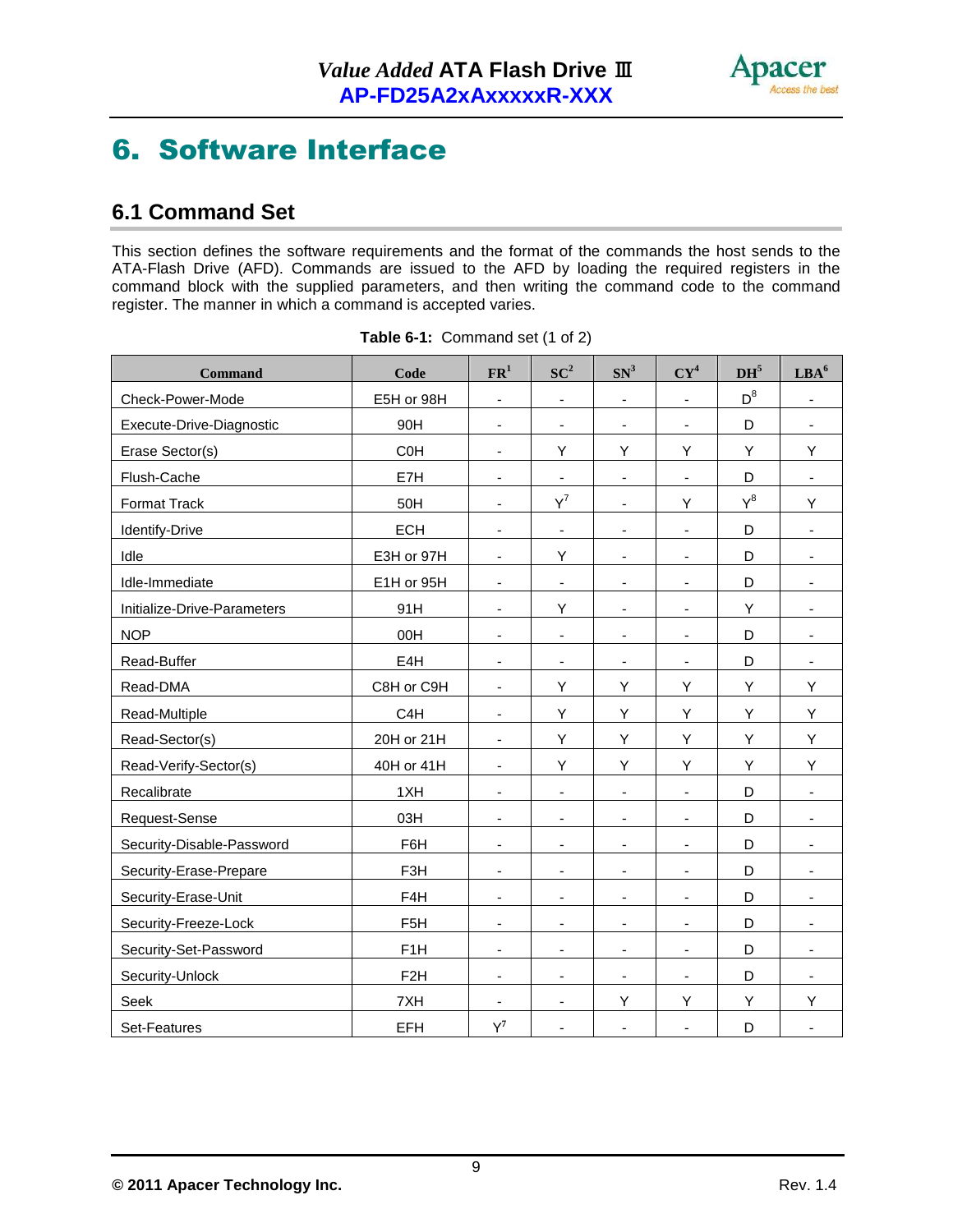# 6. Software Interface

## 6.1 Command Set

This section defines the software requirements and the format of the commands the host sends to the ATA-Flash Drive (AFD). Commands are issued to the AFD by loading the required registers in the command block with the supplied parameters, and then writing the command code to the command register. The manner in which a command is accepted varies.

**Table 6-1:** Command set (1 of 2)

| Command | Code | FR[1] | SC[2] | SN[3] | CY[4] | DH[5] | LBA[6] |
|---|---|---|---|---|---|---|---|
| Check-Power-Mode | E5H or 98H | - | - | - | - | D[8] | - |
| Execute-Drive-Diagnostic | 90H | - | - | - | - | D | - |
| Erase Sector(s) | C0H | - | Y | Y | Y | Y | Y |
| Flush-Cache | E7H | - | - | - | - | D | - |
| Format Track | 50H | - | Y[7] | - | Y | Y[8] | Y |
| Identify-Drive | ECH | - | - | - | - | D | - |
| Idle | E3H or 97H | - | Y | - | - | D | - |
| Idle-Immediate | E1H or 95H | - | - | - | - | D | - |
| Initialize-Drive-Parameters | 91H | - | Y | - | - | Y | - |
| NOP | 00H | - | - | - | - | D | - |
| Read-Buffer | E4H | - | - | - | - | D | - |
| Read-DMA | C8H or C9H | - | Y | Y | Y | Y | Y |
| Read-Multiple | C4H | - | Y | Y | Y | Y | Y |
| Read-Sector(s) | 20H or 21H | - | Y | Y | Y | Y | Y |
| Read-Verify-Sector(s) | 40H or 41H | - | Y | Y | Y | Y | Y |
| Recalibrate | 1XH | - | - | - | - | D | - |
| Request-Sense | 03H | - | - | - | - | D | - |
| Security-Disable-Password | F6H | - | - | - | - | D | - |
| Security-Erase-Prepare | F3H | - | - | - | - | D | - |
| Security-Erase-Unit | F4H | - | - | - | - | D | - |
| Security-Freeze-Lock | F5H | - | - | - | - | D | - |
| Security-Set-Password | F1H | - | - | - | - | D | - |
| Security-Unlock | F2H | - | - | - | - | D | - |
| Seek | 7XH | - | - | Y | Y | Y | Y |
| Set-Features | EFH | Y[7] | - | - | - | D | - |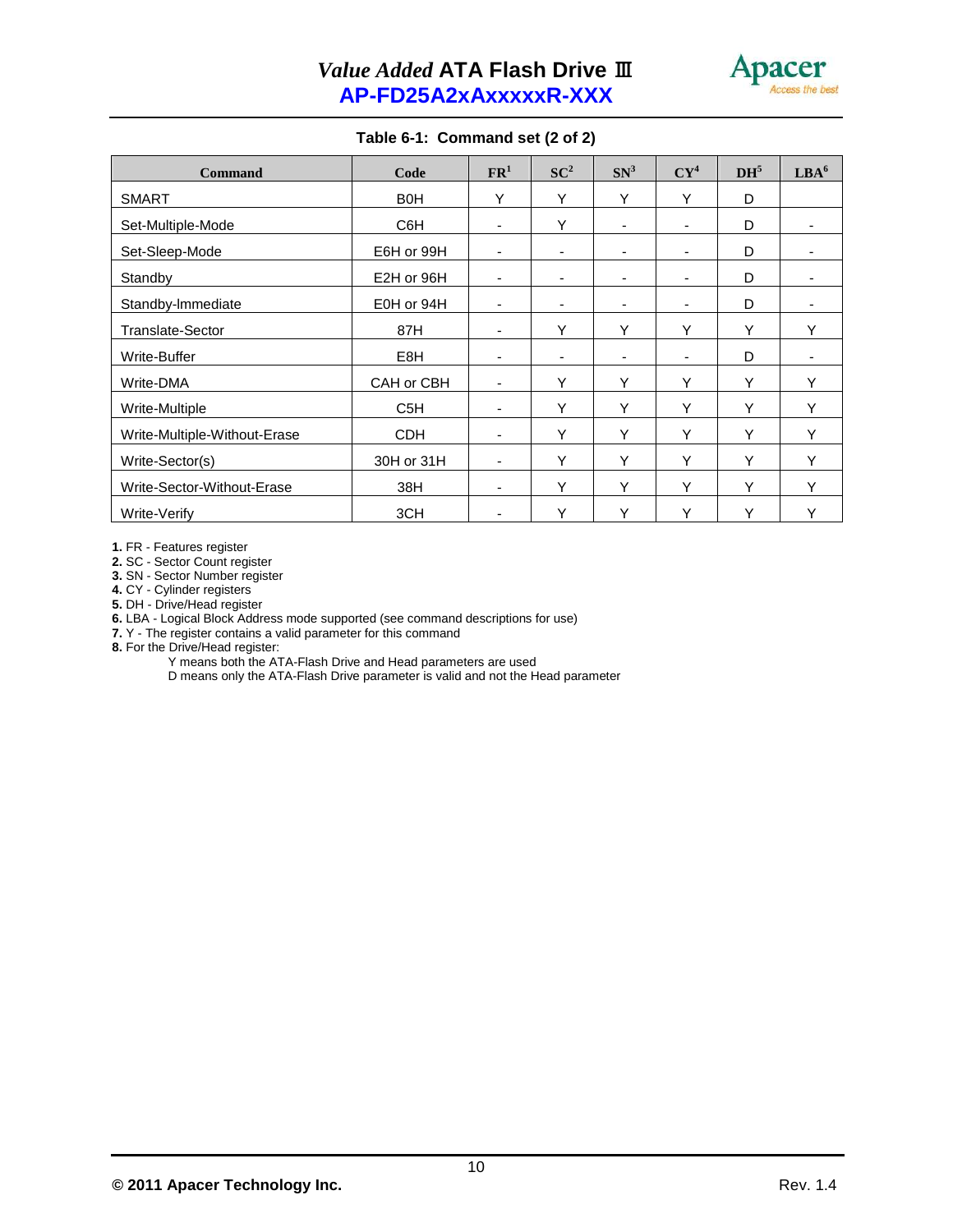**Table 6-1: Command set (2 of 2)**

| Command | Code | FR[1] | SC[2] | SN[3] | CY[4] | DH[5] | LBA[6] |
|---|---|---|---|---|---|---|---|
| SMART | B0H | Y | Y | Y | Y | D | |
| Set-Multiple-Mode | C6H | - | Y | - | - | D | - |
| Set-Sleep-Mode | E6H or 99H | - | - | - | - | D | - |
| Standby | E2H or 96H | - | - | - | - | D | - |
| Standby-Immediate | E0H or 94H | - | - | - | - | D | - |
| Translate-Sector | 87H | - | Y | Y | Y | Y | Y |
| Write-Buffer | E8H | - | - | - | - | D | - |
| Write-DMA | CAH or CBH | - | Y | Y | Y | Y | Y |
| Write-Multiple | C5H | - | Y | Y | Y | Y | Y |
| Write-Multiple-Without-Erase | CDH | - | Y | Y | Y | Y | Y |
| Write-Sector(s) | 30H or 31H | - | Y | Y | Y | Y | Y |
| Write-Sector-Without-Erase | 38H | - | Y | Y | Y | Y | Y |
| Write-Verify | 3CH | - | Y | Y | Y | Y | Y |

**1.** FR - Features register
**2.** SC - Sector Count register
**3.** SN - Sector Number register
**4.** CY - Cylinder registers
**5.** DH - Drive/Head register
**6.** LBA - Logical Block Address mode supported (see command descriptions for use)
**7.** Y - The register contains a valid parameter for this command
**8.** For the Drive/Head register:
  Y means both the ATA-Flash Drive and Head parameters are used
  D means only the ATA-Flash Drive parameter is valid and not the Head parameter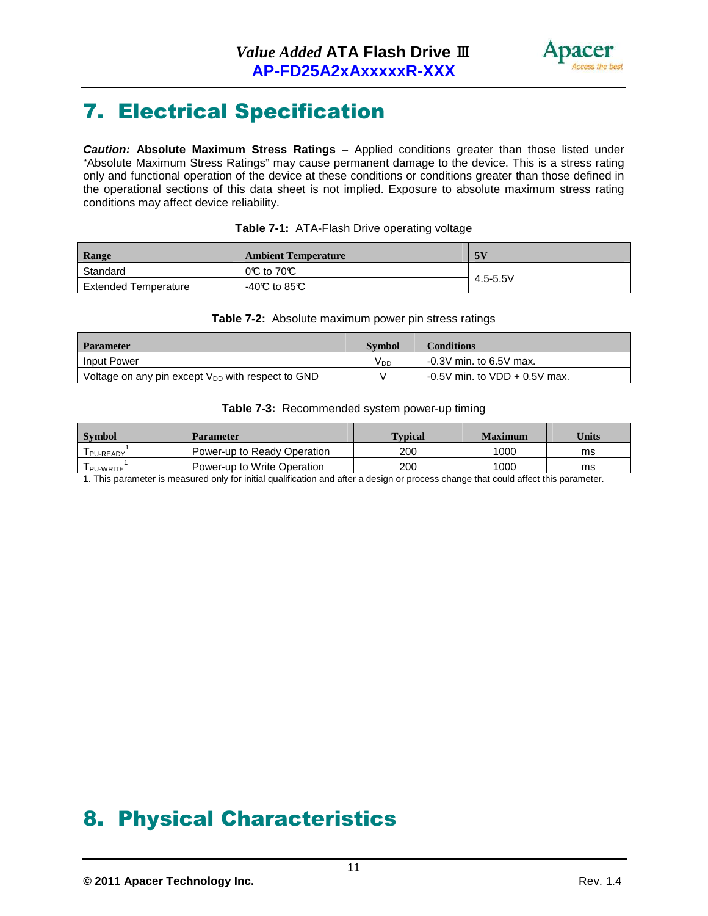# 7. Electrical Specification

***Caution:*** **Absolute Maximum Stress Ratings –** Applied conditions greater than those listed under "Absolute Maximum Stress Ratings" may cause permanent damage to the device. This is a stress rating only and functional operation of the device at these conditions or conditions greater than those defined in the operational sections of this data sheet is not implied. Exposure to absolute maximum stress rating conditions may affect device reliability.

**Table 7-1:** ATA-Flash Drive operating voltage

| Range | Ambient Temperature | 5V |
|---|---|---|
| Standard | 0℃ to 70℃ | 4.5-5.5V |
| Extended Temperature | -40℃ to 85℃ | |

**Table 7-2:** Absolute maximum power pin stress ratings

| Parameter | Symbol | Conditions |
|---|---|---|
| Input Power | $V_{DD}$ | -0.3V min. to 6.5V max. |
| Voltage on any pin except $V_{DD}$ with respect to GND | V | -0.5V min. to VDD + 0.5V max. |

**Table 7-3:** Recommended system power-up timing

| Symbol | Parameter | Typical | Maximum | Units |
|---|---|---|---|---|
| $T_{PU-READY}$[1] | Power-up to Ready Operation | 200 | 1000 | ms |
| $T_{PU-WRITE}$[1] | Power-up to Write Operation | 200 | 1000 | ms |

1. This parameter is measured only for initial qualification and after a design or process change that could affect this parameter.

# 8. Physical Characteristics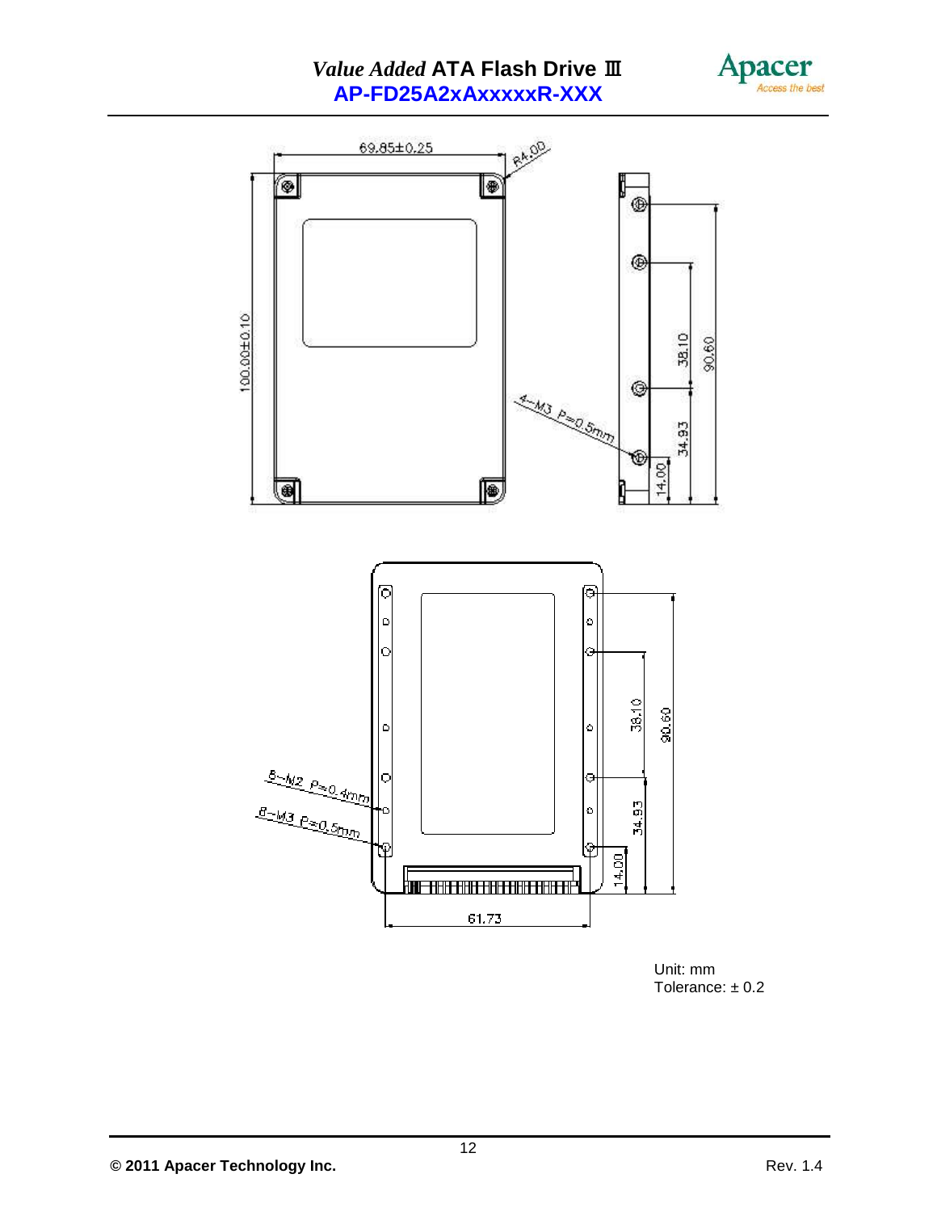Unit: mm
Tolerance: ± 0.2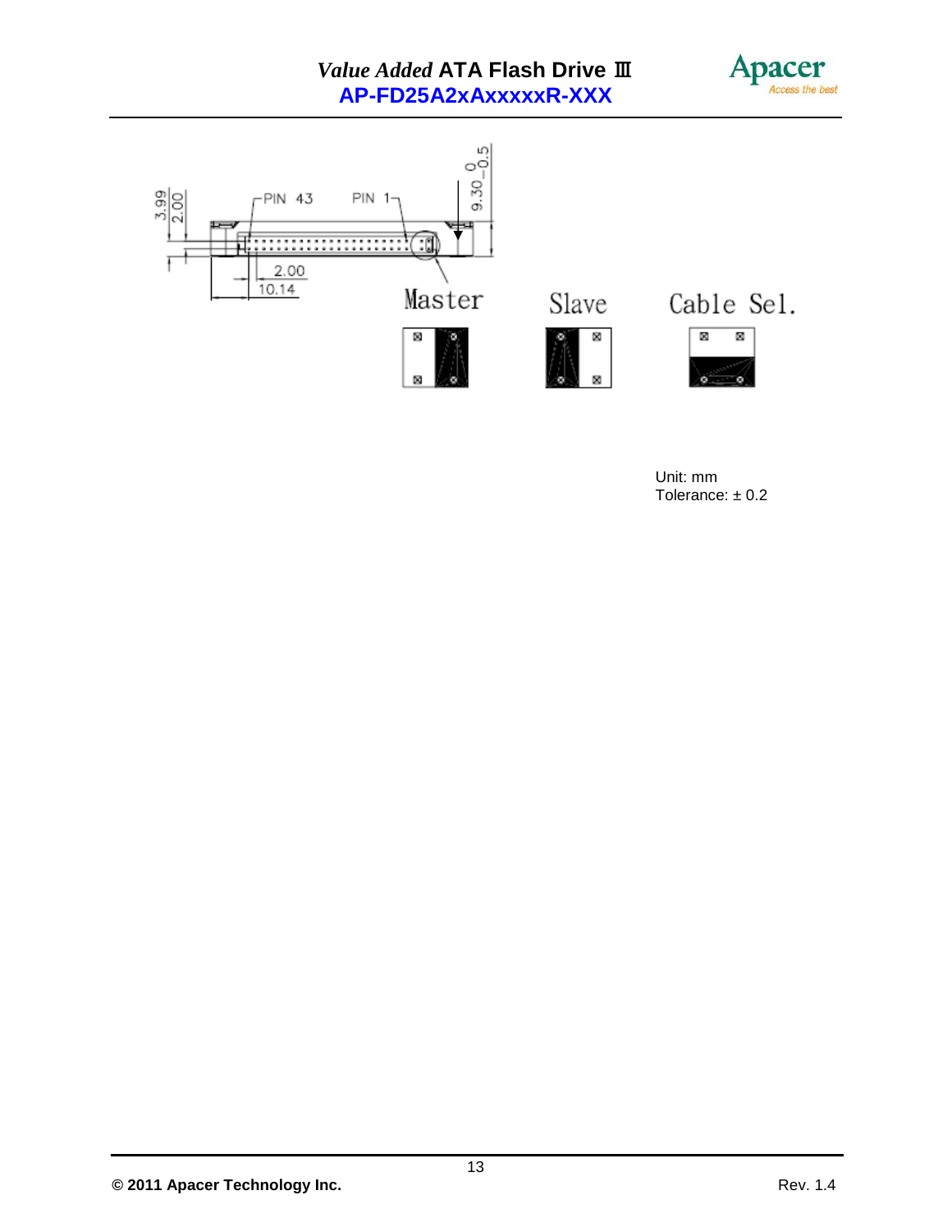Unit: mm
Tolerance: ± 0.2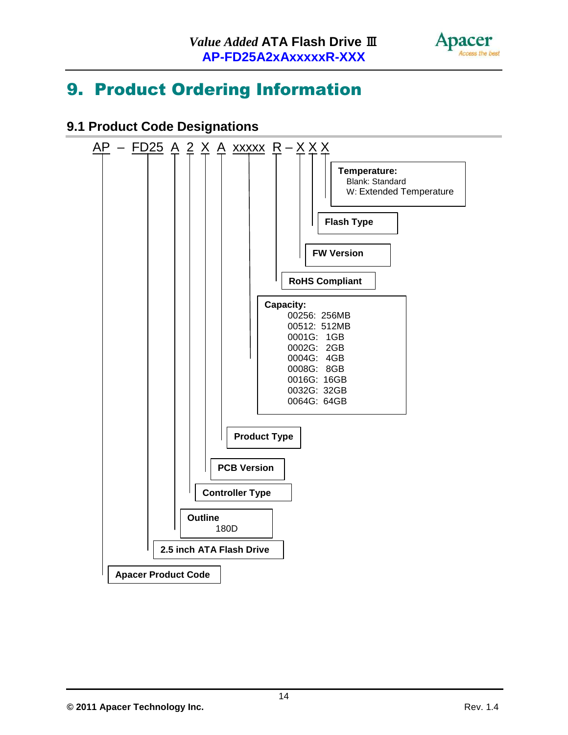# 9. Product Ordering Information

## 9.1 Product Code Designations

AP – FD25 A 2 X A xxxxx R – X X X

| Code | Designation |
|---|---|
| AP | Apacer Product Code |
| FD25 | 2.5 inch ATA Flash Drive |
| A | Outline: 180D |
| 2 | Controller Type |
| X | PCB Version |
| A | Product Type |
| xxxxx | Capacity |
| R | RoHS Compliant |
| X | FW Version |
| X | Flash Type |
| X | Temperature: Blank: Standard; W: Extended Temperature |

**Capacity:**

| Code | Capacity |
|---|---|
| 00256 | 256MB |
| 00512 | 512MB |
| 0001G | 1GB |
| 0002G | 2GB |
| 0004G | 4GB |
| 0008G | 8GB |
| 0016G | 16GB |
| 0032G | 32GB |
| 0064G | 64GB |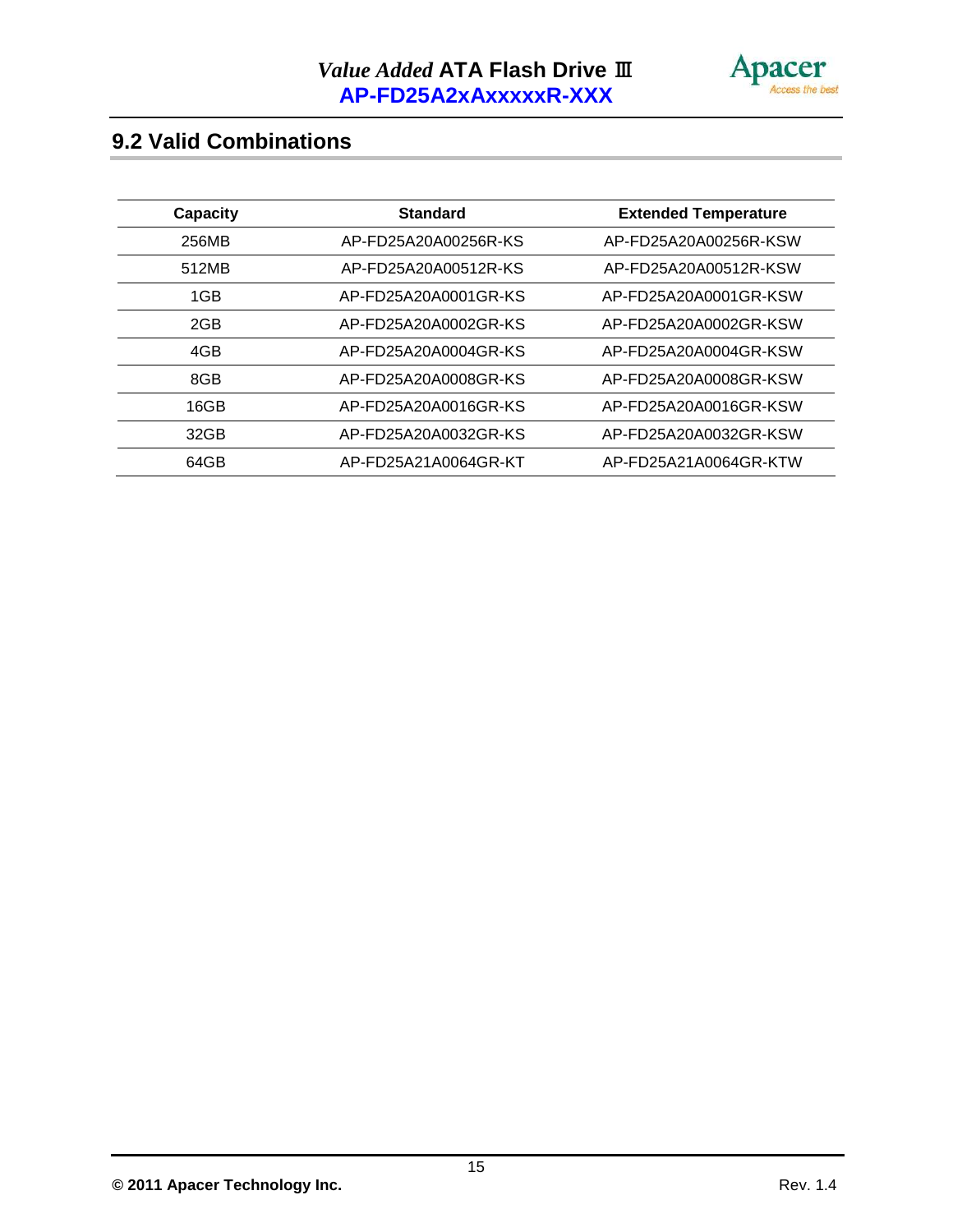## 9.2 Valid Combinations

| Capacity | Standard | Extended Temperature |
|---|---|---|
| 256MB | AP-FD25A20A00256R-KS | AP-FD25A20A00256R-KSW |
| 512MB | AP-FD25A20A00512R-KS | AP-FD25A20A00512R-KSW |
| 1GB | AP-FD25A20A0001GR-KS | AP-FD25A20A0001GR-KSW |
| 2GB | AP-FD25A20A0002GR-KS | AP-FD25A20A0002GR-KSW |
| 4GB | AP-FD25A20A0004GR-KS | AP-FD25A20A0004GR-KSW |
| 8GB | AP-FD25A20A0008GR-KS | AP-FD25A20A0008GR-KSW |
| 16GB | AP-FD25A20A0016GR-KS | AP-FD25A20A0016GR-KSW |
| 32GB | AP-FD25A20A0032GR-KS | AP-FD25A20A0032GR-KSW |
| 64GB | AP-FD25A21A0064GR-KT | AP-FD25A21A0064GR-KTW |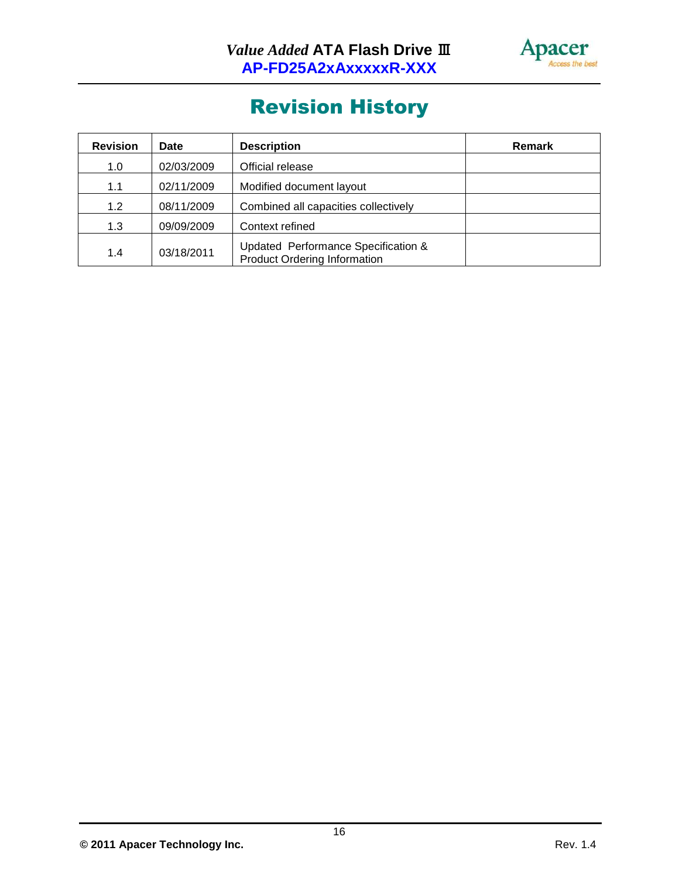# Revision History

| Revision | Date | Description | Remark |
|---|---|---|---|
| 1.0 | 02/03/2009 | Official release | |
| 1.1 | 02/11/2009 | Modified document layout | |
| 1.2 | 08/11/2009 | Combined all capacities collectively | |
| 1.3 | 09/09/2009 | Context refined | |
| 1.4 | 03/18/2011 | Updated Performance Specification & Product Ordering Information | |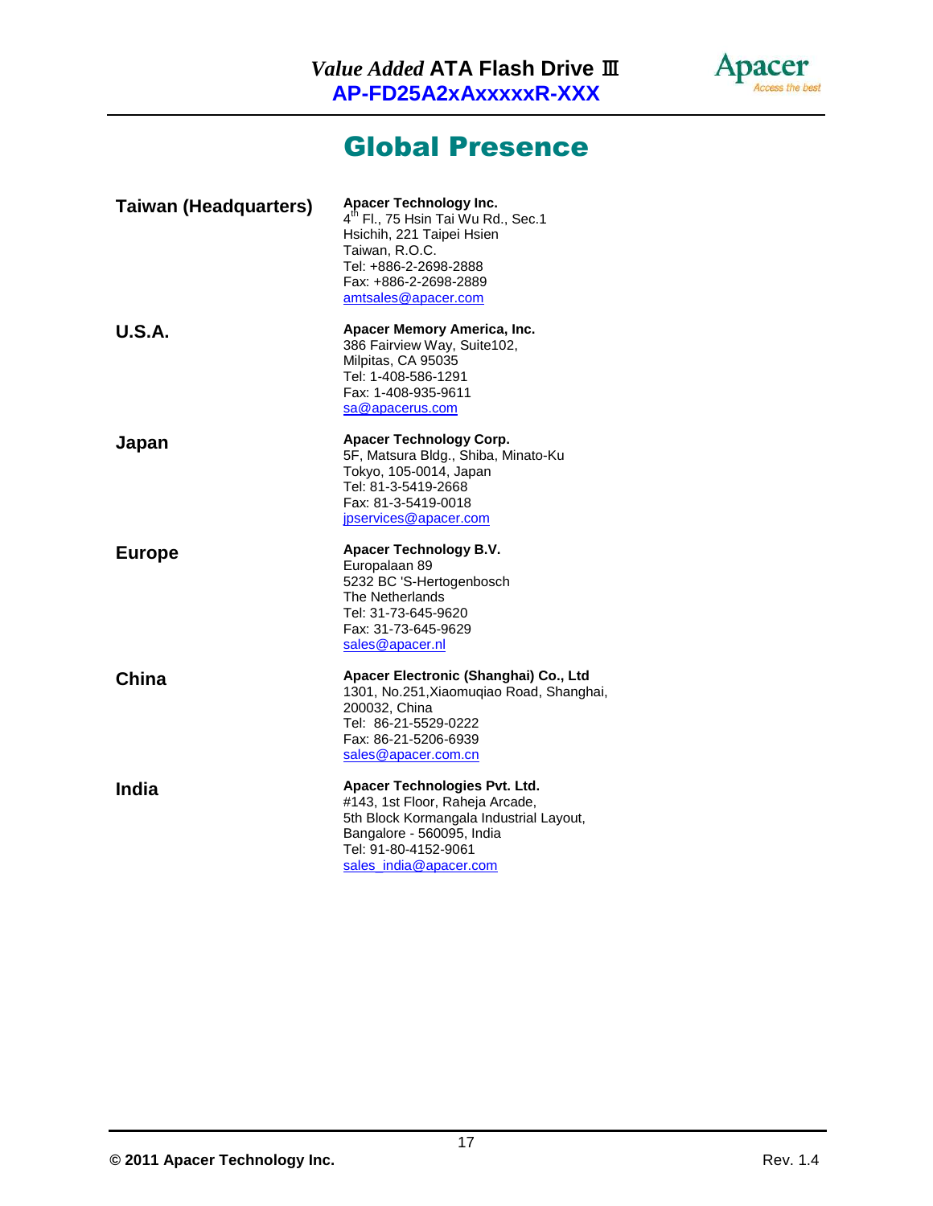# Global Presence

**Taiwan (Headquarters)**

**Apacer Technology Inc.**
4th Fl., 75 Hsin Tai Wu Rd., Sec.1
Hsichih, 221 Taipei Hsien
Taiwan, R.O.C.
Tel: +886-2-2698-2888
Fax: +886-2-2698-2889
amtsales@apacer.com

**U.S.A.**

**Apacer Memory America, Inc.**
386 Fairview Way, Suite102,
Milpitas, CA 95035
Tel: 1-408-586-1291
Fax: 1-408-935-9611
sa@apacerus.com

**Japan**

**Apacer Technology Corp.**
5F, Matsura Bldg., Shiba, Minato-Ku
Tokyo, 105-0014, Japan
Tel: 81-3-5419-2668
Fax: 81-3-5419-0018
jpservices@apacer.com

**Europe**

**Apacer Technology B.V.**
Europalaan 89
5232 BC 'S-Hertogenbosch
The Netherlands
Tel: 31-73-645-9620
Fax: 31-73-645-9629
sales@apacer.nl

**China**

**Apacer Electronic (Shanghai) Co., Ltd**
1301, No.251,Xiaomuqiao Road, Shanghai,
200032, China
Tel: 86-21-5529-0222
Fax: 86-21-5206-6939
sales@apacer.com.cn

**India**

**Apacer Technologies Pvt. Ltd.**
#143, 1st Floor, Raheja Arcade,
5th Block Kormangala Industrial Layout,
Bangalore - 560095, India
Tel: 91-80-4152-9061
sales_india@apacer.com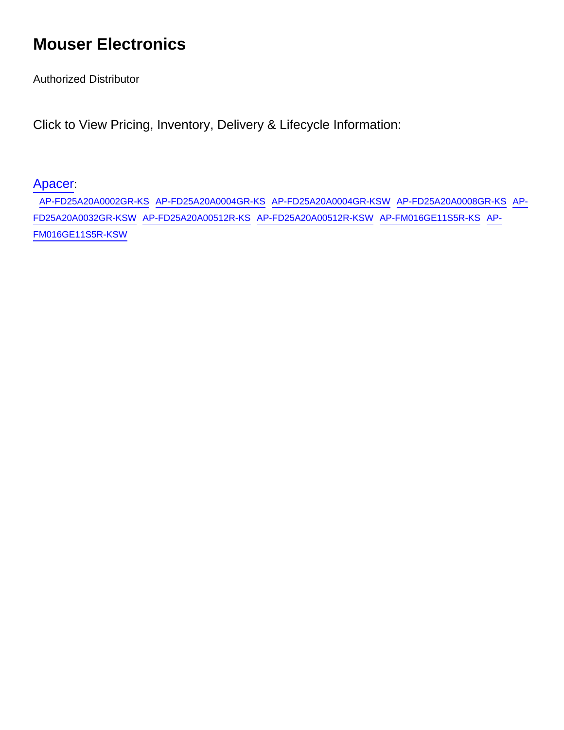# Mouser Electronics

Authorized Distributor

Click to View Pricing, Inventory, Delivery & Lifecycle Information:

Apacer:

AP-FD25A20A0002GR-KS AP-FD25A20A0004GR-KS AP-FD25A20A0004GR-KSW AP-FD25A20A0008GR-KS AP-FD25A20A0032GR-KSW AP-FD25A20A00512R-KS AP-FD25A20A00512R-KSW AP-FM016GE11S5R-KS AP-FM016GE11S5R-KSW